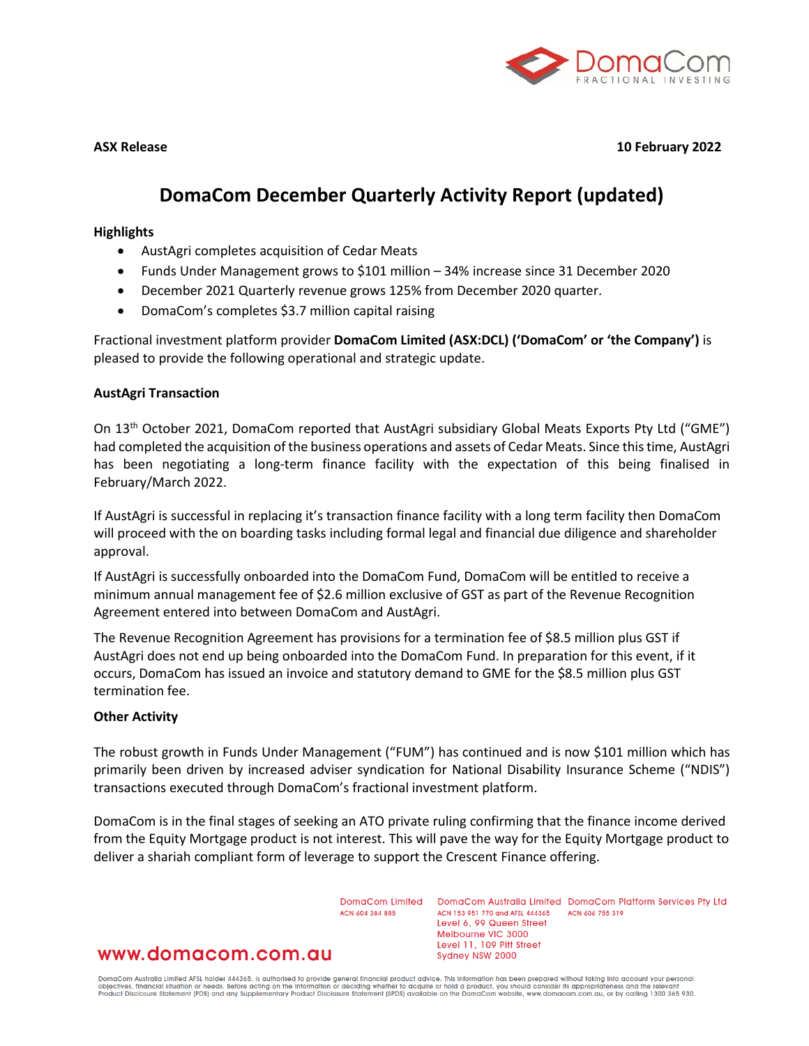**ASX Release** **10 February 2022**

# DomaCom December Quarterly Activity Report (updated)

**Highlights**

- AustAgri completes acquisition of Cedar Meats
- Funds Under Management grows to $101 million – 34% increase since 31 December 2020
- December 2021 Quarterly revenue grows 125% from December 2020 quarter.
- DomaCom's completes $3.7 million capital raising

Fractional investment platform provider **DomaCom Limited (ASX:DCL) ('DomaCom' or 'the Company')** is pleased to provide the following operational and strategic update.

**AustAgri Transaction**

On 13th October 2021, DomaCom reported that AustAgri subsidiary Global Meats Exports Pty Ltd ("GME") had completed the acquisition of the business operations and assets of Cedar Meats. Since this time, AustAgri has been negotiating a long-term finance facility with the expectation of this being finalised in February/March 2022.

If AustAgri is successful in replacing it's transaction finance facility with a long term facility then DomaCom will proceed with the on boarding tasks including formal legal and financial due diligence and shareholder approval.

If AustAgri is successfully onboarded into the DomaCom Fund, DomaCom will be entitled to receive a minimum annual management fee of $2.6 million exclusive of GST as part of the Revenue Recognition Agreement entered into between DomaCom and AustAgri.

The Revenue Recognition Agreement has provisions for a termination fee of $8.5 million plus GST if AustAgri does not end up being onboarded into the DomaCom Fund. In preparation for this event, if it occurs, DomaCom has issued an invoice and statutory demand to GME for the $8.5 million plus GST termination fee.

**Other Activity**

The robust growth in Funds Under Management ("FUM") has continued and is now $101 million which has primarily been driven by increased adviser syndication for National Disability Insurance Scheme ("NDIS") transactions executed through DomaCom's fractional investment platform.

DomaCom is in the final stages of seeking an ATO private ruling confirming that the finance income derived from the Equity Mortgage product is not interest. This will pave the way for the Equity Mortgage product to deliver a shariah compliant form of leverage to support the Crescent Finance offering.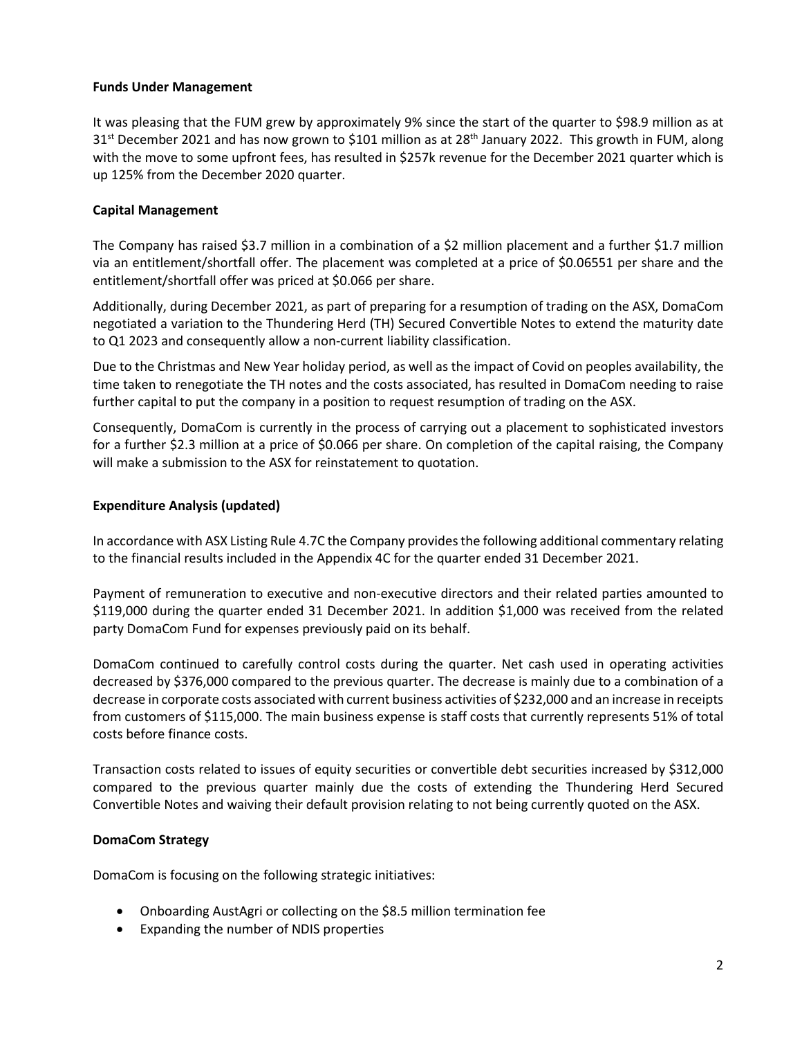**Funds Under Management**

It was pleasing that the FUM grew by approximately 9% since the start of the quarter to $98.9 million as at 31st December 2021 and has now grown to $101 million as at 28th January 2022. This growth in FUM, along with the move to some upfront fees, has resulted in $257k revenue for the December 2021 quarter which is up 125% from the December 2020 quarter.

**Capital Management**

The Company has raised $3.7 million in a combination of a $2 million placement and a further $1.7 million via an entitlement/shortfall offer. The placement was completed at a price of $0.06551 per share and the entitlement/shortfall offer was priced at $0.066 per share.

Additionally, during December 2021, as part of preparing for a resumption of trading on the ASX, DomaCom negotiated a variation to the Thundering Herd (TH) Secured Convertible Notes to extend the maturity date to Q1 2023 and consequently allow a non-current liability classification.

Due to the Christmas and New Year holiday period, as well as the impact of Covid on peoples availability, the time taken to renegotiate the TH notes and the costs associated, has resulted in DomaCom needing to raise further capital to put the company in a position to request resumption of trading on the ASX.

Consequently, DomaCom is currently in the process of carrying out a placement to sophisticated investors for a further $2.3 million at a price of $0.066 per share. On completion of the capital raising, the Company will make a submission to the ASX for reinstatement to quotation.

**Expenditure Analysis (updated)**

In accordance with ASX Listing Rule 4.7C the Company provides the following additional commentary relating to the financial results included in the Appendix 4C for the quarter ended 31 December 2021.

Payment of remuneration to executive and non-executive directors and their related parties amounted to $119,000 during the quarter ended 31 December 2021. In addition $1,000 was received from the related party DomaCom Fund for expenses previously paid on its behalf.

DomaCom continued to carefully control costs during the quarter. Net cash used in operating activities decreased by $376,000 compared to the previous quarter. The decrease is mainly due to a combination of a decrease in corporate costs associated with current business activities of $232,000 and an increase in receipts from customers of $115,000. The main business expense is staff costs that currently represents 51% of total costs before finance costs.

Transaction costs related to issues of equity securities or convertible debt securities increased by $312,000 compared to the previous quarter mainly due the costs of extending the Thundering Herd Secured Convertible Notes and waiving their default provision relating to not being currently quoted on the ASX.

**DomaCom Strategy**

DomaCom is focusing on the following strategic initiatives:

- Onboarding AustAgri or collecting on the $8.5 million termination fee
- Expanding the number of NDIS properties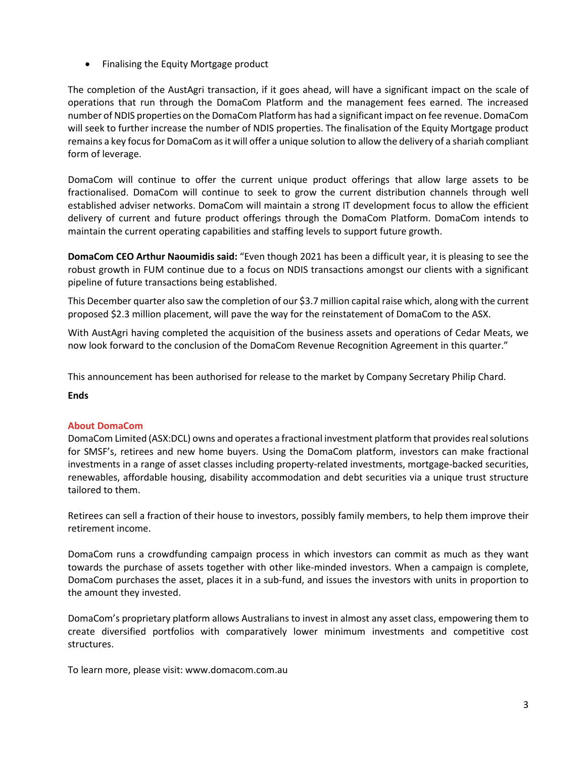- Finalising the Equity Mortgage product

The completion of the AustAgri transaction, if it goes ahead, will have a significant impact on the scale of operations that run through the DomaCom Platform and the management fees earned. The increased number of NDIS properties on the DomaCom Platform has had a significant impact on fee revenue. DomaCom will seek to further increase the number of NDIS properties. The finalisation of the Equity Mortgage product remains a key focus for DomaCom as it will offer a unique solution to allow the delivery of a shariah compliant form of leverage.

DomaCom will continue to offer the current unique product offerings that allow large assets to be fractionalised. DomaCom will continue to seek to grow the current distribution channels through well established adviser networks. DomaCom will maintain a strong IT development focus to allow the efficient delivery of current and future product offerings through the DomaCom Platform. DomaCom intends to maintain the current operating capabilities and staffing levels to support future growth.

**DomaCom CEO Arthur Naoumidis said:** "Even though 2021 has been a difficult year, it is pleasing to see the robust growth in FUM continue due to a focus on NDIS transactions amongst our clients with a significant pipeline of future transactions being established.

This December quarter also saw the completion of our $3.7 million capital raise which, along with the current proposed $2.3 million placement, will pave the way for the reinstatement of DomaCom to the ASX.

With AustAgri having completed the acquisition of the business assets and operations of Cedar Meats, we now look forward to the conclusion of the DomaCom Revenue Recognition Agreement in this quarter."

This announcement has been authorised for release to the market by Company Secretary Philip Chard.

**Ends**

## About DomaCom

DomaCom Limited (ASX:DCL) owns and operates a fractional investment platform that provides real solutions for SMSF's, retirees and new home buyers. Using the DomaCom platform, investors can make fractional investments in a range of asset classes including property-related investments, mortgage-backed securities, renewables, affordable housing, disability accommodation and debt securities via a unique trust structure tailored to them.

Retirees can sell a fraction of their house to investors, possibly family members, to help them improve their retirement income.

DomaCom runs a crowdfunding campaign process in which investors can commit as much as they want towards the purchase of assets together with other like-minded investors. When a campaign is complete, DomaCom purchases the asset, places it in a sub-fund, and issues the investors with units in proportion to the amount they invested.

DomaCom's proprietary platform allows Australians to invest in almost any asset class, empowering them to create diversified portfolios with comparatively lower minimum investments and competitive cost structures.

To learn more, please visit: www.domacom.com.au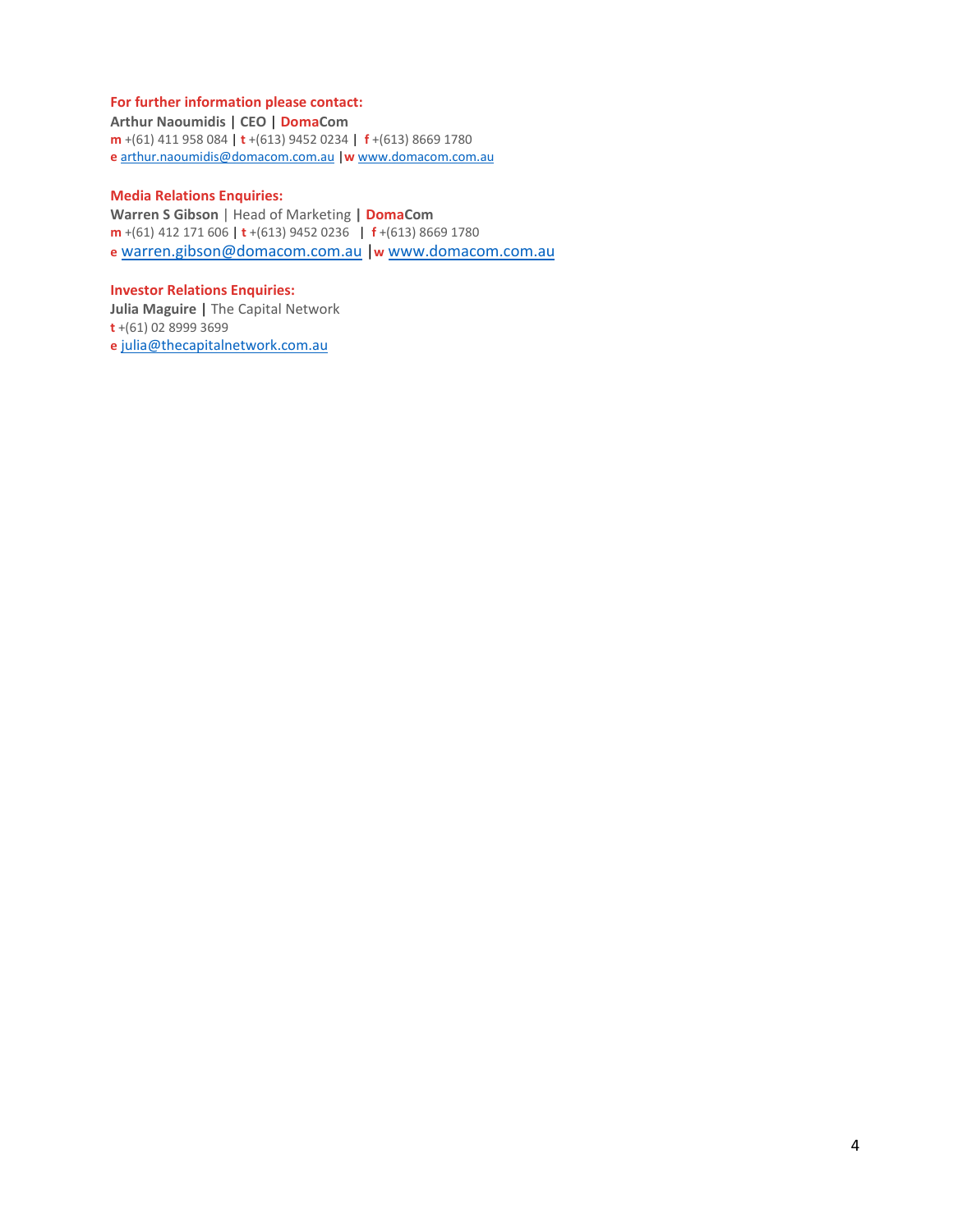**For further information please contact:**

**Arthur Naoumidis | CEO | DomaCom**
**m** +(61) 411 958 084 | **t** +(613) 9452 0234 | **f** +(613) 8669 1780
**e** arthur.naoumidis@domacom.com.au |**w** www.domacom.com.au

**Media Relations Enquiries:**

**Warren S Gibson** | Head of Marketing **| DomaCom**
**m** +(61) 412 171 606 | **t** +(613) 9452 0236 | **f** +(613) 8669 1780
**e** warren.gibson@domacom.com.au |**w** www.domacom.com.au

**Investor Relations Enquiries:**

**Julia Maguire |** The Capital Network
**t** +(61) 02 8999 3699
**e** julia@thecapitalnetwork.com.au